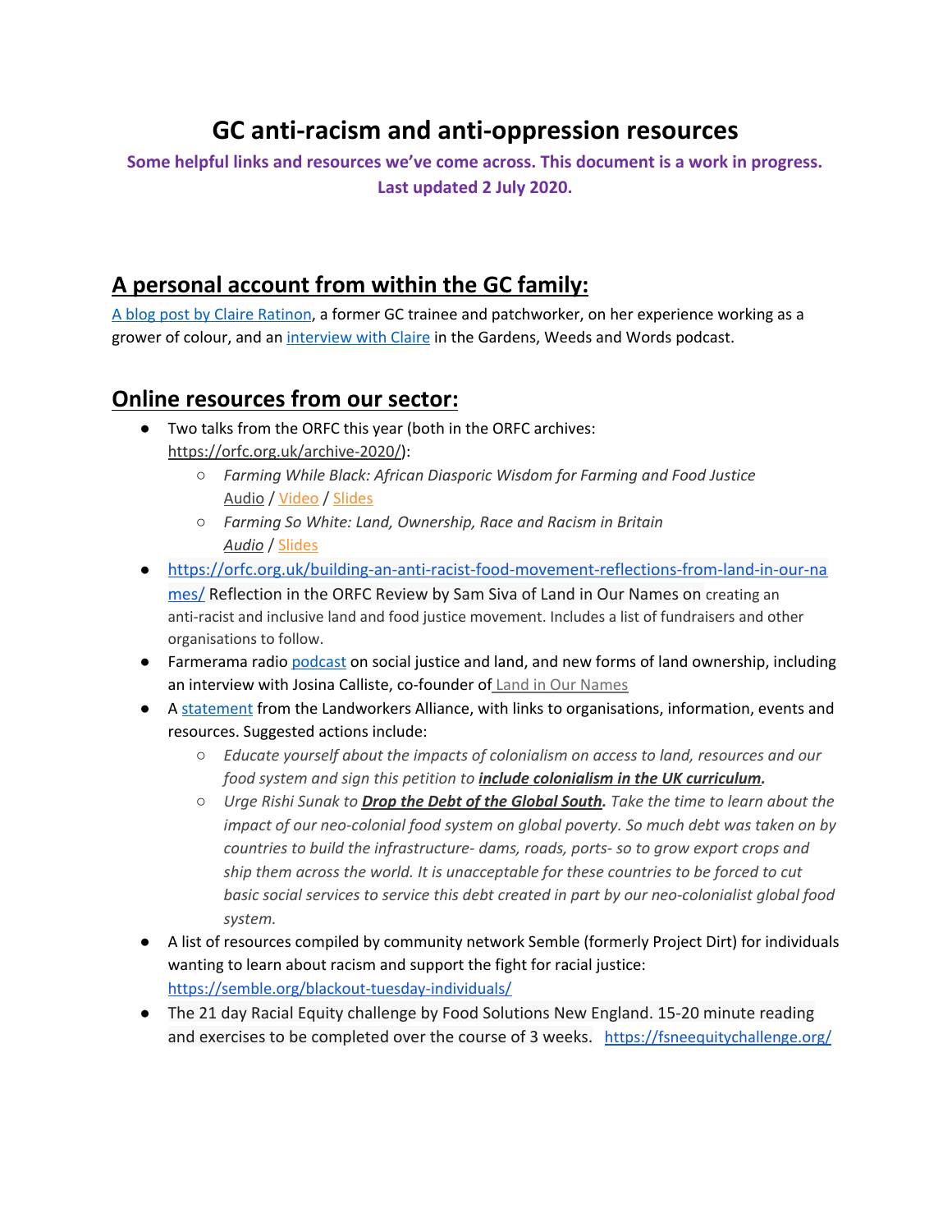# GC anti-racism and anti-oppression resources

**Some helpful links and resources we've come across. This document is a work in progress. Last updated 2 July 2020.**

## A personal account from within the GC family:

A blog post by Claire Ratinon, a former GC trainee and patchworker, on her experience working as a grower of colour, and an interview with Claire in the Gardens, Weeds and Words podcast.

## Online resources from our sector:

- Two talks from the ORFC this year (both in the ORFC archives: https://orfc.org.uk/archive-2020/):
  - *Farming While Black: African Diasporic Wisdom for Farming and Food Justice*
    Audio / Video / Slides
  - *Farming So White: Land, Ownership, Race and Racism in Britain*
    *Audio* / Slides
- https://orfc.org.uk/building-an-anti-racist-food-movement-reflections-from-land-in-our-names/ Reflection in the ORFC Review by Sam Siva of Land in Our Names on creating an anti-racist and inclusive land and food justice movement. Includes a list of fundraisers and other organisations to follow.
- Farmerama radio podcast on social justice and land, and new forms of land ownership, including an interview with Josina Calliste, co-founder of Land in Our Names
- A statement from the Landworkers Alliance, with links to organisations, information, events and resources. Suggested actions include:
  - *Educate yourself about the impacts of colonialism on access to land, resources and our food system and sign this petition to* ***include colonialism in the UK curriculum.***
  - *Urge Rishi Sunak to* ***Drop the Debt of the Global South****. Take the time to learn about the impact of our neo-colonial food system on global poverty. So much debt was taken on by countries to build the infrastructure- dams, roads, ports- so to grow export crops and ship them across the world. It is unacceptable for these countries to be forced to cut basic social services to service this debt created in part by our neo-colonialist global food system.*
- A list of resources compiled by community network Semble (formerly Project Dirt) for individuals wanting to learn about racism and support the fight for racial justice: https://semble.org/blackout-tuesday-individuals/
- The 21 day Racial Equity challenge by Food Solutions New England. 15-20 minute reading and exercises to be completed over the course of 3 weeks. https://fsneequitychallenge.org/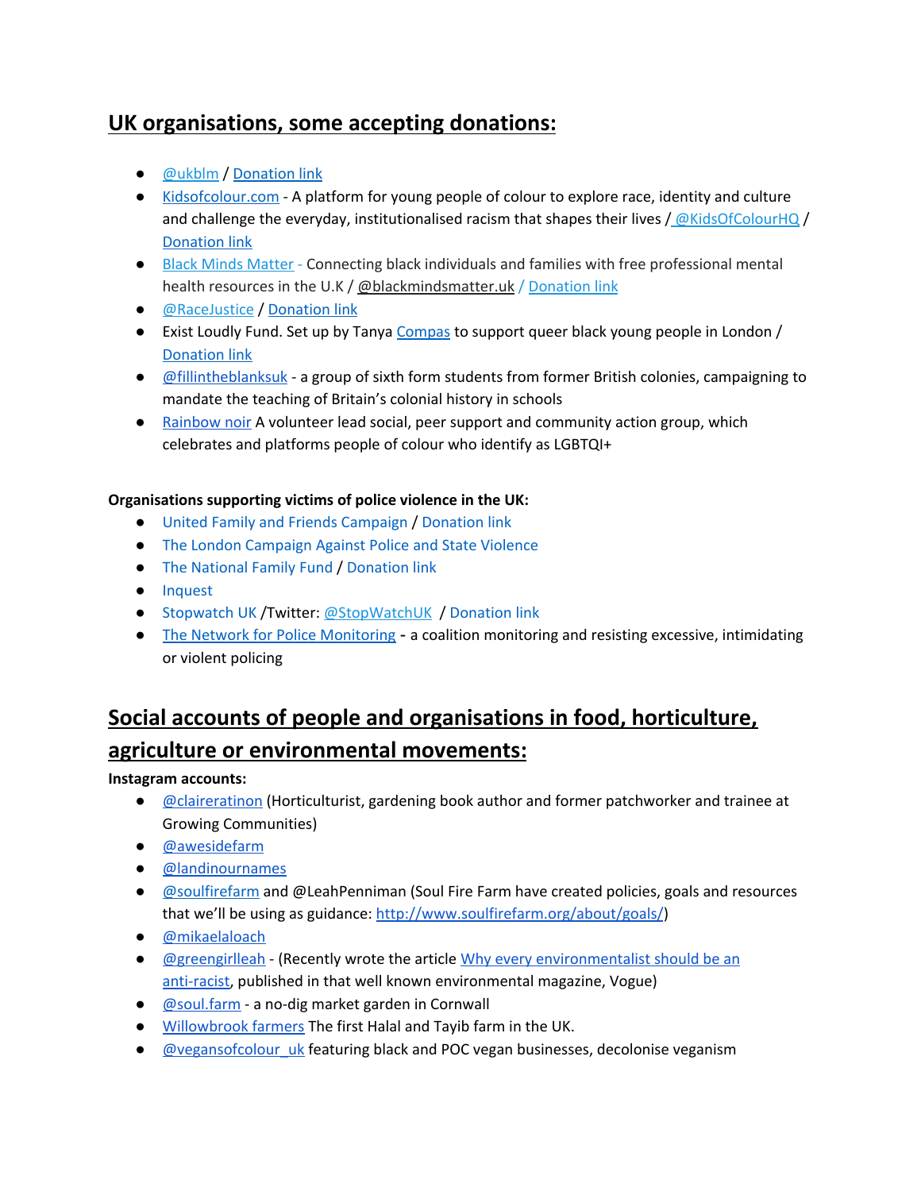## UK organisations, some accepting donations:

- @ukblm / Donation link
- Kidsofcolour.com - A platform for young people of colour to explore race, identity and culture and challenge the everyday, institutionalised racism that shapes their lives / @KidsOfColourHQ / Donation link
- Black Minds Matter - Connecting black individuals and families with free professional mental health resources in the U.K / @blackmindsmatter.uk / Donation link
- @RaceJustice / Donation link
- Exist Loudly Fund. Set up by Tanya Compas to support queer black young people in London / Donation link
- @fillintheblanksuk - a group of sixth form students from former British colonies, campaigning to mandate the teaching of Britain's colonial history in schools
- Rainbow noir A volunteer lead social, peer support and community action group, which celebrates and platforms people of colour who identify as LGBTQI+

**Organisations supporting victims of police violence in the UK:**

- United Family and Friends Campaign / Donation link
- The London Campaign Against Police and State Violence
- The National Family Fund / Donation link
- Inquest
- Stopwatch UK /Twitter: @StopWatchUK / Donation link
- The Network for Police Monitoring - a coalition monitoring and resisting excessive, intimidating or violent policing

## Social accounts of people and organisations in food, horticulture, agriculture or environmental movements:

**Instagram accounts:**

- @claireratinon (Horticulturist, gardening book author and former patchworker and trainee at Growing Communities)
- @awesidefarm
- @landinournames
- @soulfirefarm and @LeahPenniman (Soul Fire Farm have created policies, goals and resources that we'll be using as guidance: http://www.soulfirefarm.org/about/goals/)
- @mikaelaloach
- @greengirlleah - (Recently wrote the article Why every environmentalist should be an anti-racist, published in that well known environmental magazine, Vogue)
- @soul.farm - a no-dig market garden in Cornwall
- Willowbrook farmers The first Halal and Tayib farm in the UK.
- @vegansofcolour_uk featuring black and POC vegan businesses, decolonise veganism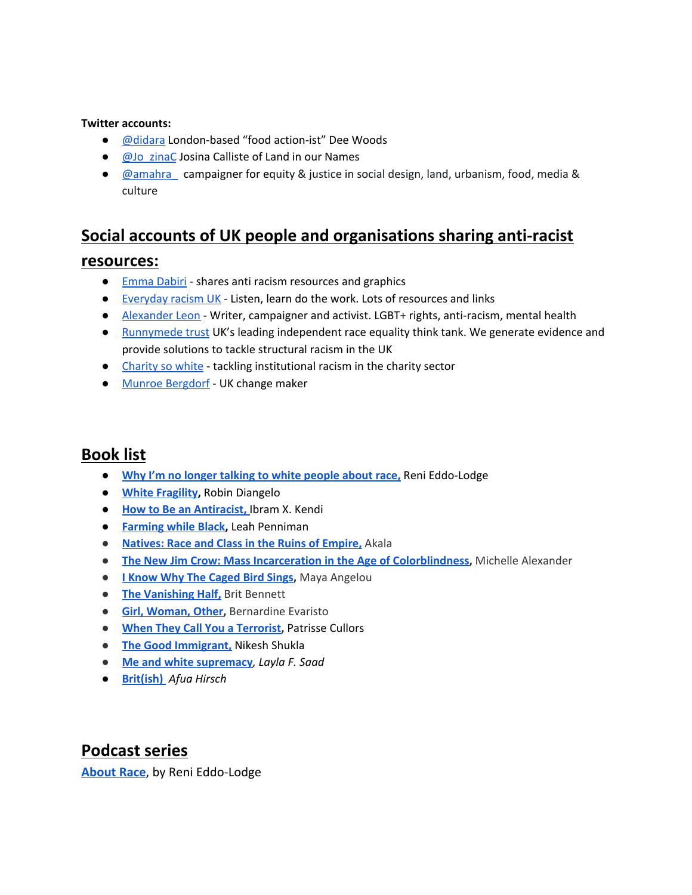**Twitter accounts:**

- @didara London-based “food action-ist” Dee Woods
- @Jo_zinaC Josina Calliste of Land in our Names
- @amahra_ campaigner for equity & justice in social design, land, urbanism, food, media & culture

## Social accounts of UK people and organisations sharing anti-racist resources:

- Emma Dabiri - shares anti racism resources and graphics
- Everyday racism UK - Listen, learn do the work. Lots of resources and links
- Alexander Leon - Writer, campaigner and activist. LGBT+ rights, anti-racism, mental health
- Runnymede trust UK’s leading independent race equality think tank. We generate evidence and provide solutions to tackle structural racism in the UK
- Charity so white - tackling institutional racism in the charity sector
- Munroe Bergdorf - UK change maker

## Book list

- **Why I’m no longer talking to white people about race,** Reni Eddo-Lodge
- **White Fragility,** Robin Diangelo
- **How to Be an Antiracist,** Ibram X. Kendi
- **Farming while Black,** Leah Penniman
- **Natives: Race and Class in the Ruins of Empire,** Akala
- **The New Jim Crow: Mass Incarceration in the Age of Colorblindness,** Michelle Alexander
- **I Know Why The Caged Bird Sings,** Maya Angelou
- **The Vanishing Half,** Brit Bennett
- **Girl, Woman, Other,** Bernardine Evaristo
- **When They Call You a Terrorist,** Patrisse Cullors
- **The Good Immigrant,** Nikesh Shukla
- **Me and white supremacy**, *Layla F. Saad*
- **Brit(ish)** *Afua Hirsch*

## Podcast series

**About Race**, by Reni Eddo-Lodge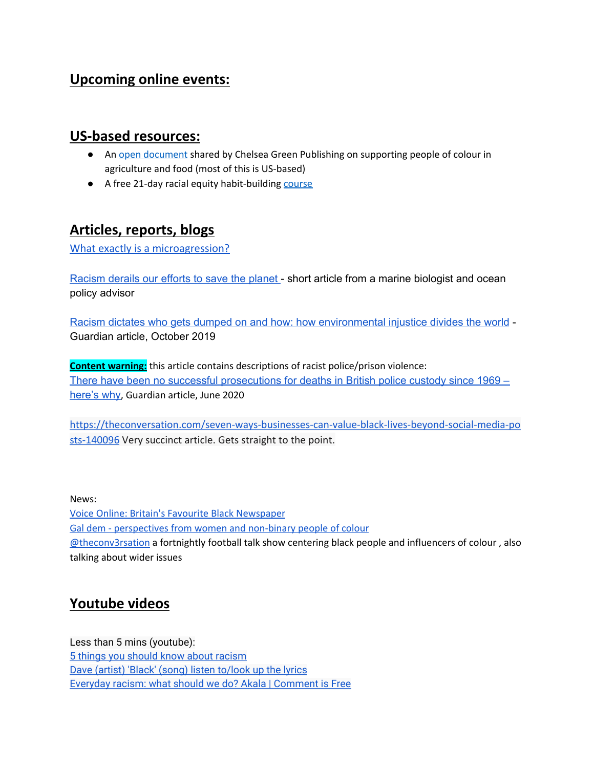## Upcoming online events:

## US-based resources:

- An open document shared by Chelsea Green Publishing on supporting people of colour in agriculture and food (most of this is US-based)
- A free 21-day racial equity habit-building course

## Articles, reports, blogs

What exactly is a microagression?

Racism derails our efforts to save the planet - short article from a marine biologist and ocean policy advisor

Racism dictates who gets dumped on and how: how environmental injustice divides the world - Guardian article, October 2019

**Content warning:** this article contains descriptions of racist police/prison violence:
There have been no successful prosecutions for deaths in British police custody since 1969 – here's why, Guardian article, June 2020

https://theconversation.com/seven-ways-businesses-can-value-black-lives-beyond-social-media-posts-140096 Very succinct article. Gets straight to the point.

News:
Voice Online: Britain's Favourite Black Newspaper
Gal dem - perspectives from women and non-binary people of colour
@theconv3rsation a fortnightly football talk show centering black people and influencers of colour , also talking about wider issues

## Youtube videos

Less than 5 mins (youtube):
5 things you should know about racism
Dave (artist) 'Black' (song) listen to/look up the lyrics
Everyday racism: what should we do? Akala | Comment is Free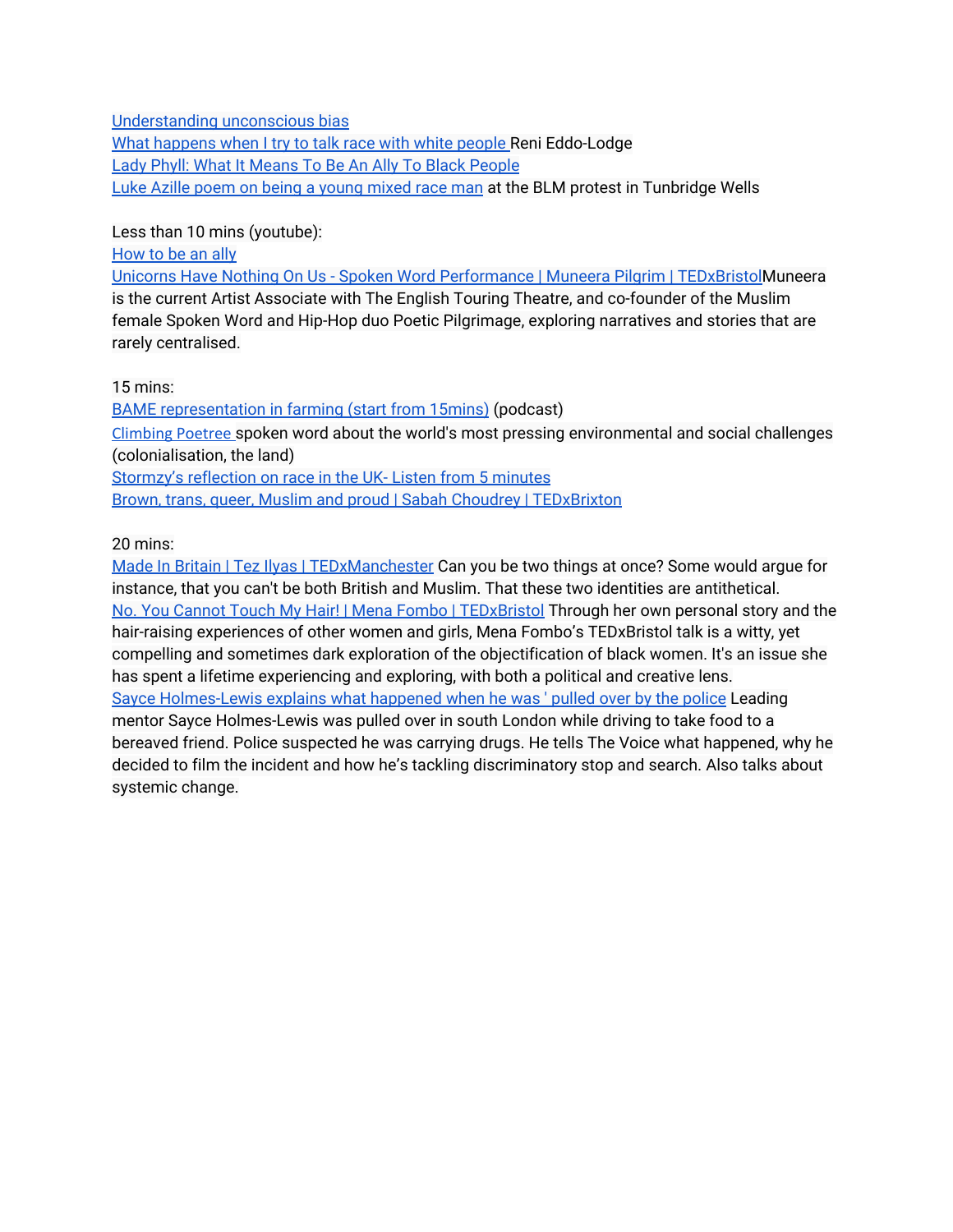Understanding unconscious bias
What happens when I try to talk race with white people Reni Eddo-Lodge
Lady Phyll: What It Means To Be An Ally To Black People
Luke Azille poem on being a young mixed race man at the BLM protest in Tunbridge Wells

Less than 10 mins (youtube):
How to be an ally
Unicorns Have Nothing On Us - Spoken Word Performance | Muneera Pilgrim | TEDxBristol Muneera is the current Artist Associate with The English Touring Theatre, and co-founder of the Muslim female Spoken Word and Hip-Hop duo Poetic Pilgrimage, exploring narratives and stories that are rarely centralised.

15 mins:
BAME representation in farming (start from 15mins) (podcast)
Climbing Poetree spoken word about the world's most pressing environmental and social challenges (colonialisation, the land)
Stormzy's reflection on race in the UK- Listen from 5 minutes
Brown, trans, queer, Muslim and proud | Sabah Choudrey | TEDxBrixton

20 mins:
Made In Britain | Tez Ilyas | TEDxManchester Can you be two things at once? Some would argue for instance, that you can't be both British and Muslim. That these two identities are antithetical.
No. You Cannot Touch My Hair! | Mena Fombo | TEDxBristol Through her own personal story and the hair-raising experiences of other women and girls, Mena Fombo's TEDxBristol talk is a witty, yet compelling and sometimes dark exploration of the objectification of black women. It's an issue she has spent a lifetime experiencing and exploring, with both a political and creative lens.
Sayce Holmes-Lewis explains what happened when he was ' pulled over by the police Leading mentor Sayce Holmes-Lewis was pulled over in south London while driving to take food to a bereaved friend. Police suspected he was carrying drugs. He tells The Voice what happened, why he decided to film the incident and how he's tackling discriminatory stop and search. Also talks about systemic change.